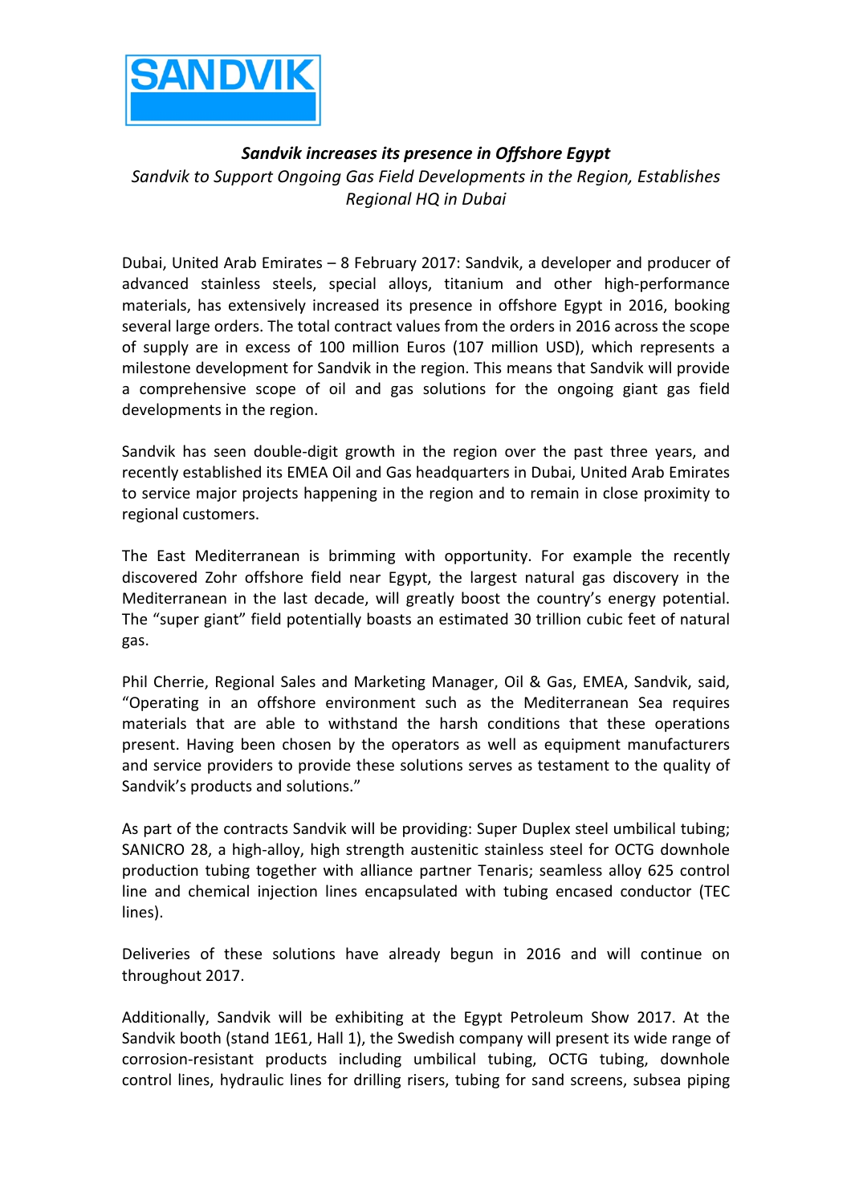SANDVIK

# *Sandvik increases its presence in Offshore Egypt*

*Sandvik to Support Ongoing Gas Field Developments in the Region, Establishes Regional HQ in Dubai*

Dubai, United Arab Emirates – 8 February 2017: Sandvik, a developer and producer of advanced stainless steels, special alloys, titanium and other high-performance materials, has extensively increased its presence in offshore Egypt in 2016, booking several large orders. The total contract values from the orders in 2016 across the scope of supply are in excess of 100 million Euros (107 million USD), which represents a milestone development for Sandvik in the region. This means that Sandvik will provide a comprehensive scope of oil and gas solutions for the ongoing giant gas field developments in the region.

Sandvik has seen double-digit growth in the region over the past three years, and recently established its EMEA Oil and Gas headquarters in Dubai, United Arab Emirates to service major projects happening in the region and to remain in close proximity to regional customers.

The East Mediterranean is brimming with opportunity. For example the recently discovered Zohr offshore field near Egypt, the largest natural gas discovery in the Mediterranean in the last decade, will greatly boost the country's energy potential. The "super giant" field potentially boasts an estimated 30 trillion cubic feet of natural gas.

Phil Cherrie, Regional Sales and Marketing Manager, Oil & Gas, EMEA, Sandvik, said, "Operating in an offshore environment such as the Mediterranean Sea requires materials that are able to withstand the harsh conditions that these operations present. Having been chosen by the operators as well as equipment manufacturers and service providers to provide these solutions serves as testament to the quality of Sandvik's products and solutions."

As part of the contracts Sandvik will be providing: Super Duplex steel umbilical tubing; SANICRO 28, a high-alloy, high strength austenitic stainless steel for OCTG downhole production tubing together with alliance partner Tenaris; seamless alloy 625 control line and chemical injection lines encapsulated with tubing encased conductor (TEC lines).

Deliveries of these solutions have already begun in 2016 and will continue on throughout 2017.

Additionally, Sandvik will be exhibiting at the Egypt Petroleum Show 2017. At the Sandvik booth (stand 1E61, Hall 1), the Swedish company will present its wide range of corrosion-resistant products including umbilical tubing, OCTG tubing, downhole control lines, hydraulic lines for drilling risers, tubing for sand screens, subsea piping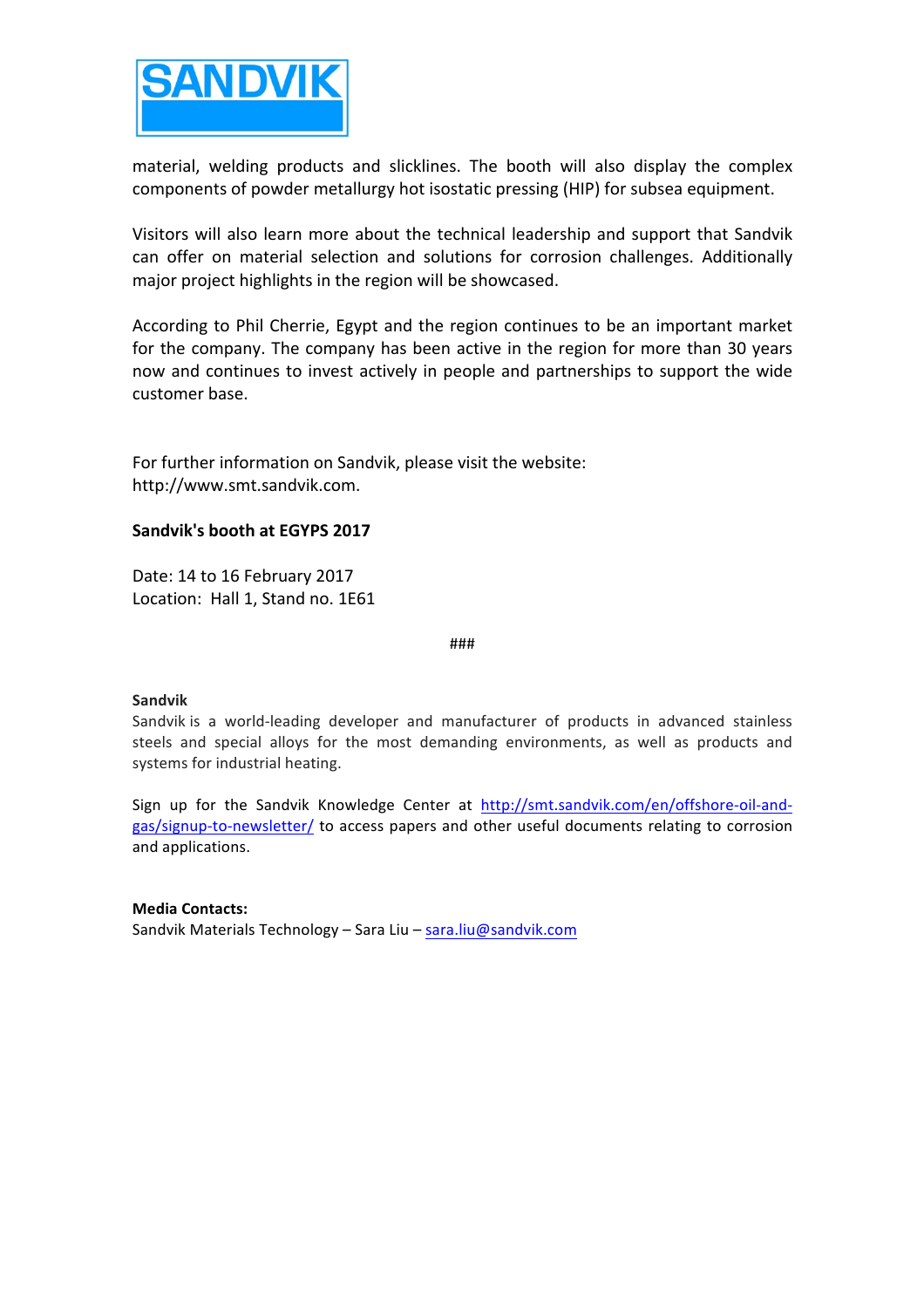material, welding products and sliclines. The booth will also display the complex components of powder metallurgy hot isostatic pressing (HIP) for subsea equipment.

Visitors will also learn more about the technical leadership and support that Sandvik can offer on material selection and solutions for corrosion challenges. Additionally major project highlights in the region will be showcased.

According to Phil Cherrie, Egypt and the region continues to be an important market for the company. The company has been active in the region for more than 30 years now and continues to invest actively in people and partnerships to support the wide customer base.

For further information on Sandvik, please visit the website:
http://www.smt.sandvik.com.

**Sandvik's booth at EGYPS 2017**

Date: 14 to 16 February 2017
Location: Hall 1, Stand no. 1E61

###

**Sandvik**
Sandvik is a world-leading developer and manufacturer of products in advanced stainless steels and special alloys for the most demanding environments, as well as products and systems for industrial heating.

Sign up for the Sandvik Knowledge Center at http://smt.sandvik.com/en/offshore-oil-and-gas/signup-to-newsletter/ to access papers and other useful documents relating to corrosion and applications.

**Media Contacts:**
Sandvik Materials Technology – Sara Liu – sara.liu@sandvik.com